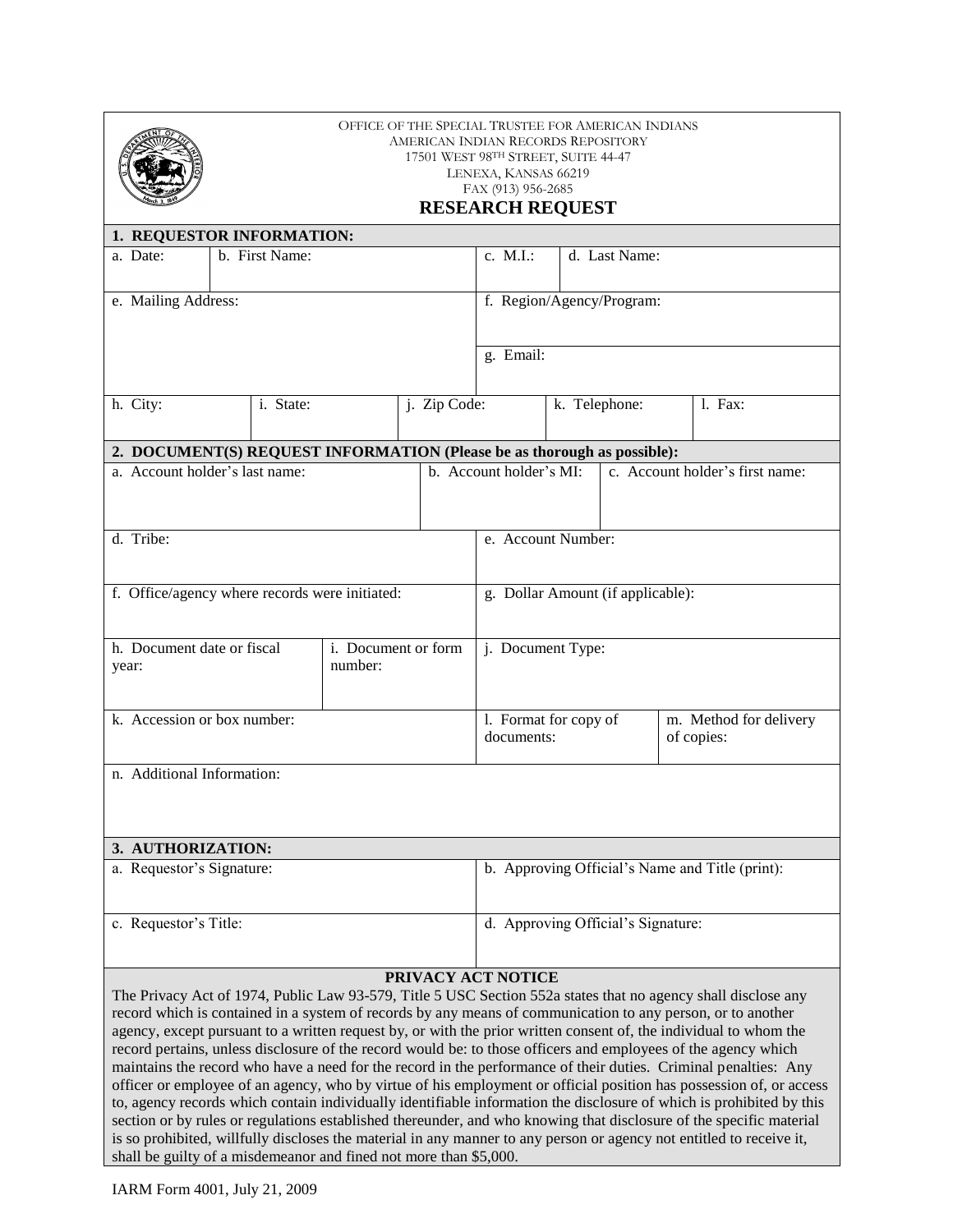OFFICE OF THE SPECIAL TRUSTEE FOR AMERICAN INDIANS
AMERICAN INDIAN RECORDS REPOSITORY
17501 WEST 98TH STREET, SUITE 44-47
LENEXA, KANSAS 66219
FAX (913) 956-2685

# RESEARCH REQUEST

## 1. REQUESTOR INFORMATION:

| a. Date: | b. First Name: | c. M.I.: | d. Last Name: |
|---|---|---|---|

| e. Mailing Address: | f. Region/Agency/Program: |
|---|---|
| | g. Email: |

| h. City: | i. State: | j. Zip Code: | k. Telephone: | l. Fax: |
|---|---|---|---|---|

## 2. DOCUMENT(S) REQUEST INFORMATION (Please be as thorough as possible):

| a. Account holder's last name: | b. Account holder's MI: | c. Account holder's first name: |
|---|---|---|

| d. Tribe: | e. Account Number: |
|---|---|
| f. Office/agency where records were initiated: | g. Dollar Amount (if applicable): |

| h. Document date or fiscal year: | i. Document or form number: | j. Document Type: |
|---|---|---|

| k. Accession or box number: | l. Format for copy of documents: | m. Method for delivery of copies: |
|---|---|---|

n. Additional Information:

## 3. AUTHORIZATION:

| a. Requestor's Signature: | b. Approving Official's Name and Title (print): |
|---|---|
| c. Requestor's Title: | d. Approving Official's Signature: |

**PRIVACY ACT NOTICE**

The Privacy Act of 1974, Public Law 93-579, Title 5 USC Section 552a states that no agency shall disclose any record which is contained in a system of records by any means of communication to any person, or to another agency, except pursuant to a written request by, or with the prior written consent of, the individual to whom the record pertains, unless disclosure of the record would be: to those officers and employees of the agency which maintains the record who have a need for the record in the performance of their duties. Criminal penalties: Any officer or employee of an agency, who by virtue of his employment or official position has possession of, or access to, agency records which contain individually identifiable information the disclosure of which is prohibited by this section or by rules or regulations established thereunder, and who knowing that disclosure of the specific material is so prohibited, willfully discloses the material in any manner to any person or agency not entitled to receive it, shall be guilty of a misdemeanor and fined not more than $5,000.

IARM Form 4001, July 21, 2009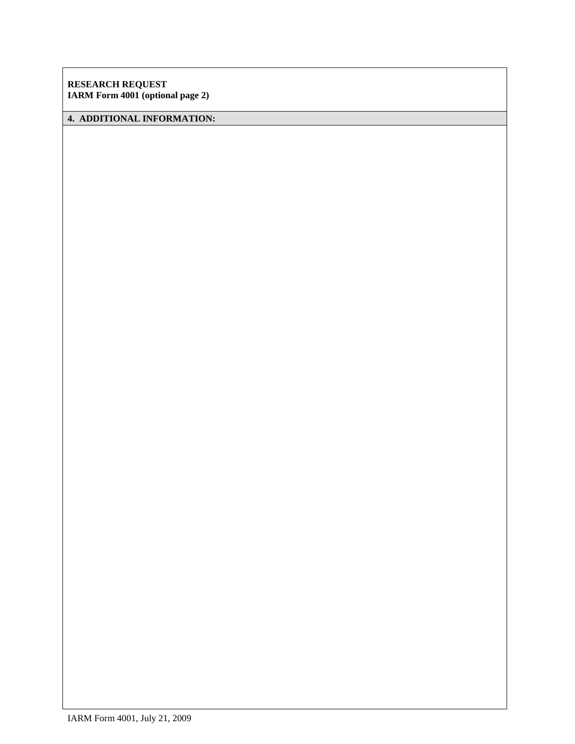**RESEARCH REQUEST**
**IARM Form 4001 (optional page 2)**

**4. ADDITIONAL INFORMATION:**

IARM Form 4001, July 21, 2009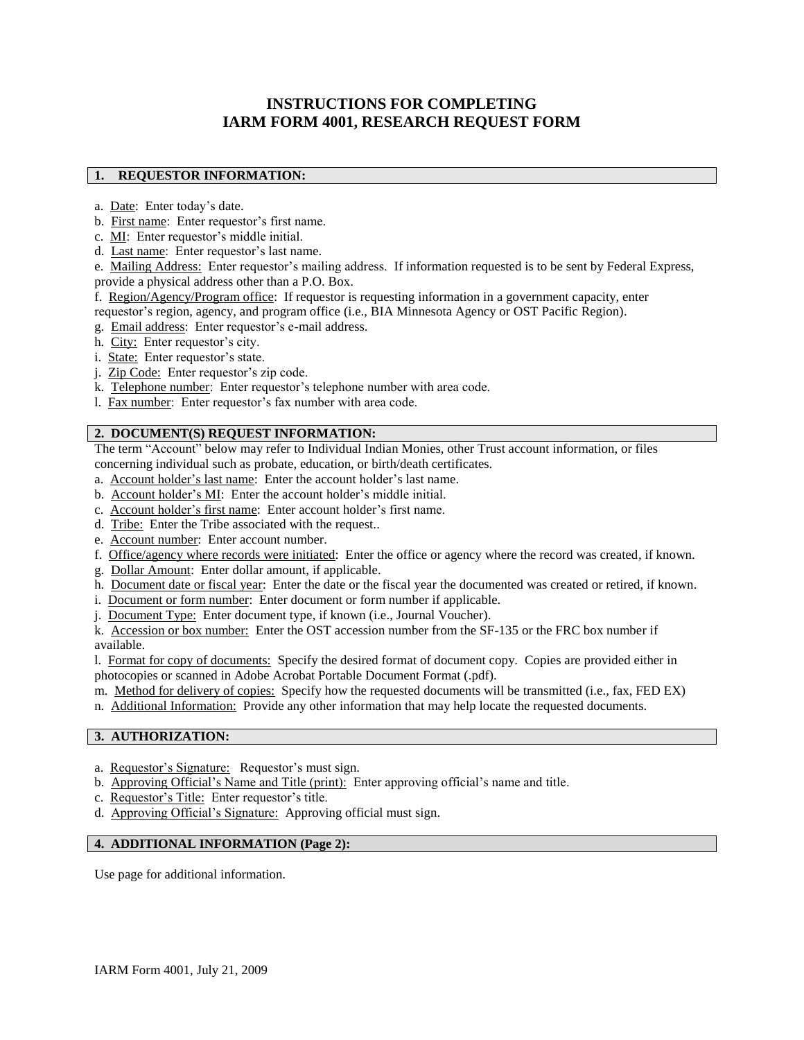# INSTRUCTIONS FOR COMPLETING IARM FORM 4001, RESEARCH REQUEST FORM

## 1. REQUESTOR INFORMATION:

a. Date: Enter today's date.
b. First name: Enter requestor's first name.
c. MI: Enter requestor's middle initial.
d. Last name: Enter requestor's last name.
e. Mailing Address: Enter requestor's mailing address. If information requested is to be sent by Federal Express, provide a physical address other than a P.O. Box.
f. Region/Agency/Program office: If requestor is requesting information in a government capacity, enter requestor's region, agency, and program office (i.e., BIA Minnesota Agency or OST Pacific Region).
g. Email address: Enter requestor's e-mail address.
h. City: Enter requestor's city.
i. State: Enter requestor's state.
j. Zip Code: Enter requestor's zip code.
k. Telephone number: Enter requestor's telephone number with area code.
l. Fax number: Enter requestor's fax number with area code.

## 2. DOCUMENT(S) REQUEST INFORMATION:

The term "Account" below may refer to Individual Indian Monies, other Trust account information, or files concerning individual such as probate, education, or birth/death certificates.

a. Account holder's last name: Enter the account holder's last name.
b. Account holder's MI: Enter the account holder's middle initial.
c. Account holder's first name: Enter account holder's first name.
d. Tribe: Enter the Tribe associated with the request..
e. Account number: Enter account number.
f. Office/agency where records were initiated: Enter the office or agency where the record was created, if known.
g. Dollar Amount: Enter dollar amount, if applicable.
h. Document date or fiscal year: Enter the date or the fiscal year the documented was created or retired, if known.
i. Document or form number: Enter document or form number if applicable.
j. Document Type: Enter document type, if known (i.e., Journal Voucher).
k. Accession or box number: Enter the OST accession number from the SF-135 or the FRC box number if available.
l. Format for copy of documents: Specify the desired format of document copy. Copies are provided either in photocopies or scanned in Adobe Acrobat Portable Document Format (.pdf).
m. Method for delivery of copies: Specify how the requested documents will be transmitted (i.e., fax, FED EX)
n. Additional Information: Provide any other information that may help locate the requested documents.

## 3. AUTHORIZATION:

a. Requestor's Signature: Requestor's must sign.
b. Approving Official's Name and Title (print): Enter approving official's name and title.
c. Requestor's Title: Enter requestor's title.
d. Approving Official's Signature: Approving official must sign.

## 4. ADDITIONAL INFORMATION (Page 2):

Use page for additional information.

IARM Form 4001, July 21, 2009